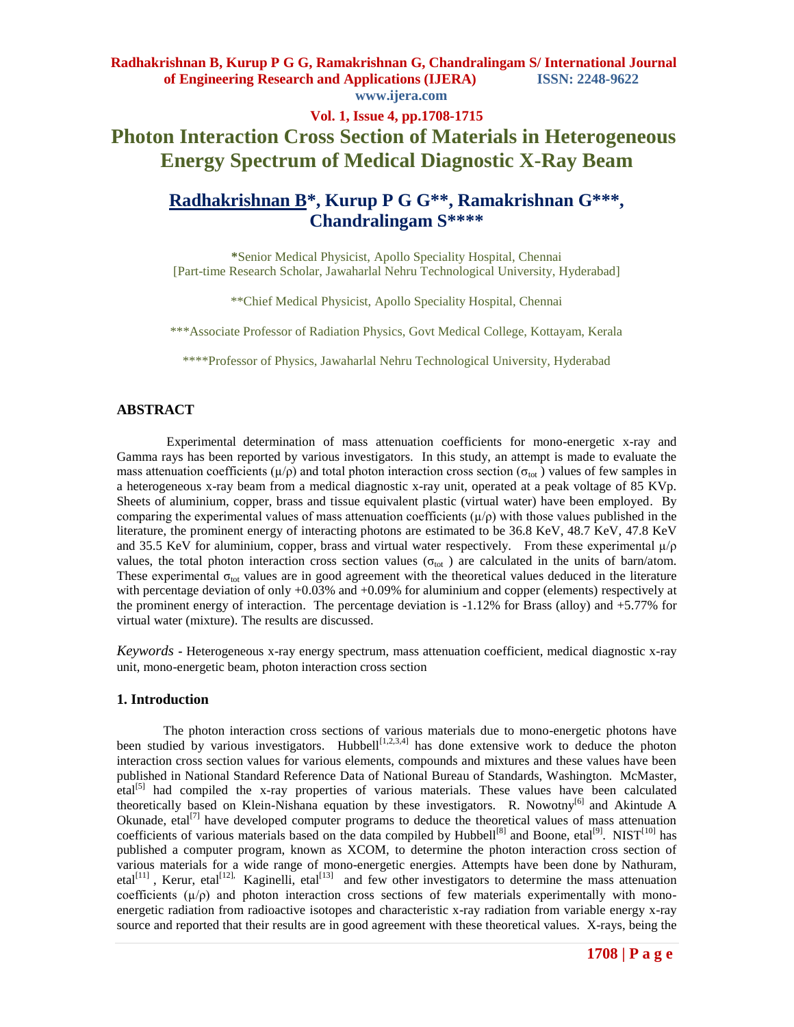# Photon Interaction Cross Section of Materials in Heterogeneous Energy Spectrum of Medical Diagnostic X-Ray Beam

## Radhakrishnan B*, Kurup P G G**, Ramakrishnan G***, Chandralingam S****

*Senior Medical Physicist, Apollo Speciality Hospital, Chennai
[Part-time Research Scholar, Jawaharlal Nehru Technological University, Hyderabad]

**Chief Medical Physicist, Apollo Speciality Hospital, Chennai

***Associate Professor of Radiation Physics, Govt Medical College, Kottayam, Kerala

****Professor of Physics, Jawaharlal Nehru Technological University, Hyderabad

### ABSTRACT

Experimental determination of mass attenuation coefficients for mono-energetic x-ray and Gamma rays has been reported by various investigators. In this study, an attempt is made to evaluate the mass attenuation coefficients ($\mu/\rho$) and total photon interaction cross section ($\sigma_{tot}$) values of few samples in a heterogeneous x-ray beam from a medical diagnostic x-ray unit, operated at a peak voltage of 85 KVp. Sheets of aluminium, copper, brass and tissue equivalent plastic (virtual water) have been employed. By comparing the experimental values of mass attenuation coefficients ($\mu/\rho$) with those values published in the literature, the prominent energy of interacting photons are estimated to be 36.8 KeV, 48.7 KeV, 47.8 KeV and 35.5 KeV for aluminium, copper, brass and virtual water respectively. From these experimental $\mu/\rho$ values, the total photon interaction cross section values ($\sigma_{tot}$) are calculated in the units of barn/atom. These experimental $\sigma_{tot}$ values are in good agreement with the theoretical values deduced in the literature with percentage deviation of only +0.03% and +0.09% for aluminium and copper (elements) respectively at the prominent energy of interaction. The percentage deviation is -1.12% for Brass (alloy) and +5.77% for virtual water (mixture). The results are discussed.

*Keywords* - Heterogeneous x-ray energy spectrum, mass attenuation coefficient, medical diagnostic x-ray unit, mono-energetic beam, photon interaction cross section

### 1. Introduction

The photon interaction cross sections of various materials due to mono-energetic photons have been studied by various investigators. Hubbell[1,2,3,4] has done extensive work to deduce the photon interaction cross section values for various elements, compounds and mixtures and these values have been published in National Standard Reference Data of National Bureau of Standards, Washington. McMaster, etal[5] had compiled the x-ray properties of various materials. These values have been calculated theoretically based on Klein-Nishana equation by these investigators. R. Nowotny[6] and Akintude A Okunade, etal[7] have developed computer programs to deduce the theoretical values of mass attenuation coefficients of various materials based on the data compiled by Hubbell[8] and Boone, etal[9]. NIST[10] has published a computer program, known as XCOM, to determine the photon interaction cross section of various materials for a wide range of mono-energetic energies. Attempts have been done by Nathuram, etal[11], Kerur, etal[12], Kaginelli, etal[13] and few other investigators to determine the mass attenuation coefficients ($\mu/\rho$) and photon interaction cross sections of few materials experimentally with mono-energetic radiation from radioactive isotopes and characteristic x-ray radiation from variable energy x-ray source and reported that their results are in good agreement with these theoretical values. X-rays, being the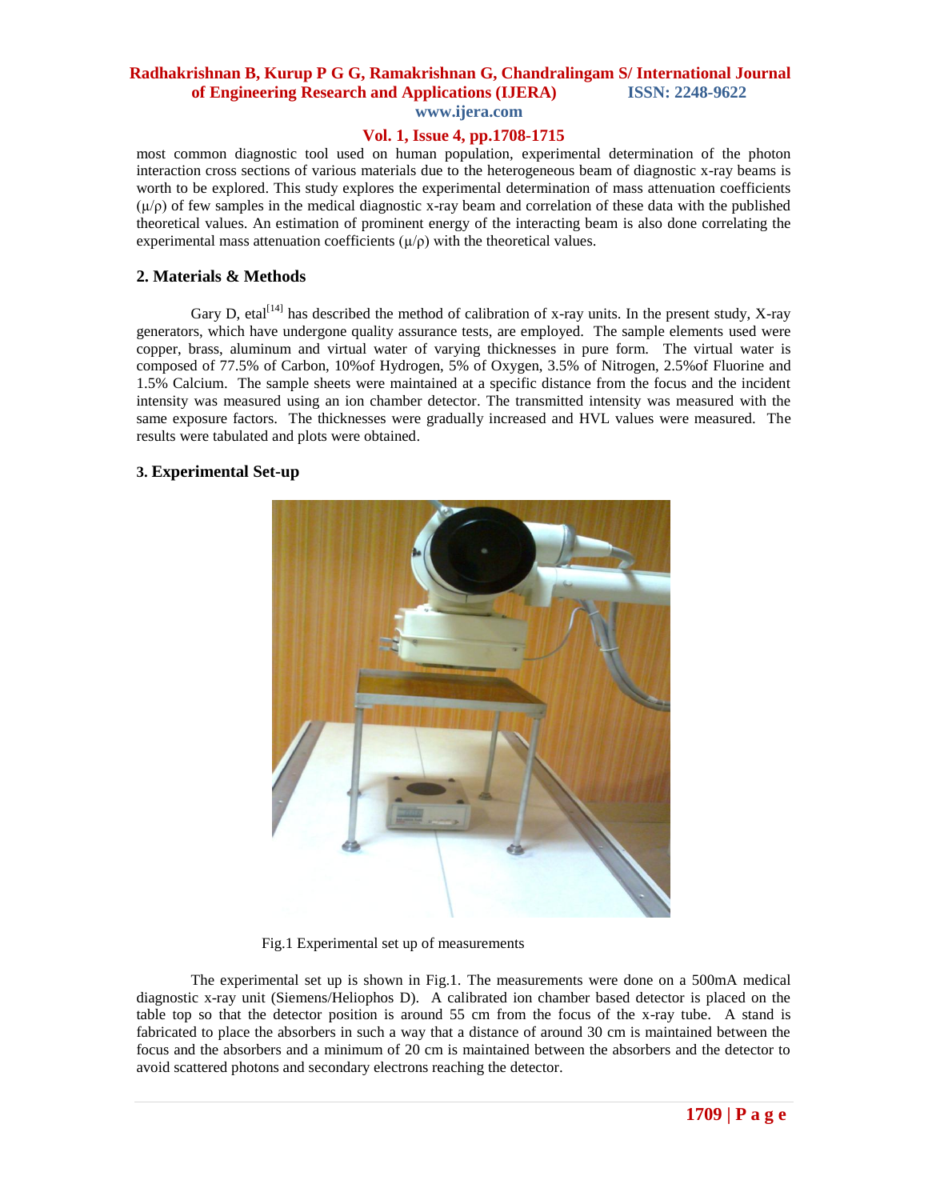most common diagnostic tool used on human population, experimental determination of the photon interaction cross sections of various materials due to the heterogeneous beam of diagnostic x-ray beams is worth to be explored. This study explores the experimental determination of mass attenuation coefficients ($\mu/\rho$) of few samples in the medical diagnostic x-ray beam and correlation of these data with the published theoretical values. An estimation of prominent energy of the interacting beam is also done correlating the experimental mass attenuation coefficients ($\mu/\rho$) with the theoretical values.

## 2. Materials & Methods

Gary D, etal[14] has described the method of calibration of x-ray units. In the present study, X-ray generators, which have undergone quality assurance tests, are employed. The sample elements used were copper, brass, aluminum and virtual water of varying thicknesses in pure form. The virtual water is composed of 77.5% of Carbon, 10%of Hydrogen, 5% of Oxygen, 3.5% of Nitrogen, 2.5%of Fluorine and 1.5% Calcium. The sample sheets were maintained at a specific distance from the focus and the incident intensity was measured using an ion chamber detector. The transmitted intensity was measured with the same exposure factors. The thicknesses were gradually increased and HVL values were measured. The results were tabulated and plots were obtained.

## 3. Experimental Set-up

Fig.1 Experimental set up of measurements

The experimental set up is shown in Fig.1. The measurements were done on a 500mA medical diagnostic x-ray unit (Siemens/Heliophos D). A calibrated ion chamber based detector is placed on the table top so that the detector position is around 55 cm from the focus of the x-ray tube. A stand is fabricated to place the absorbers in such a way that a distance of around 30 cm is maintained between the focus and the absorbers and a minimum of 20 cm is maintained between the absorbers and the detector to avoid scattered photons and secondary electrons reaching the detector.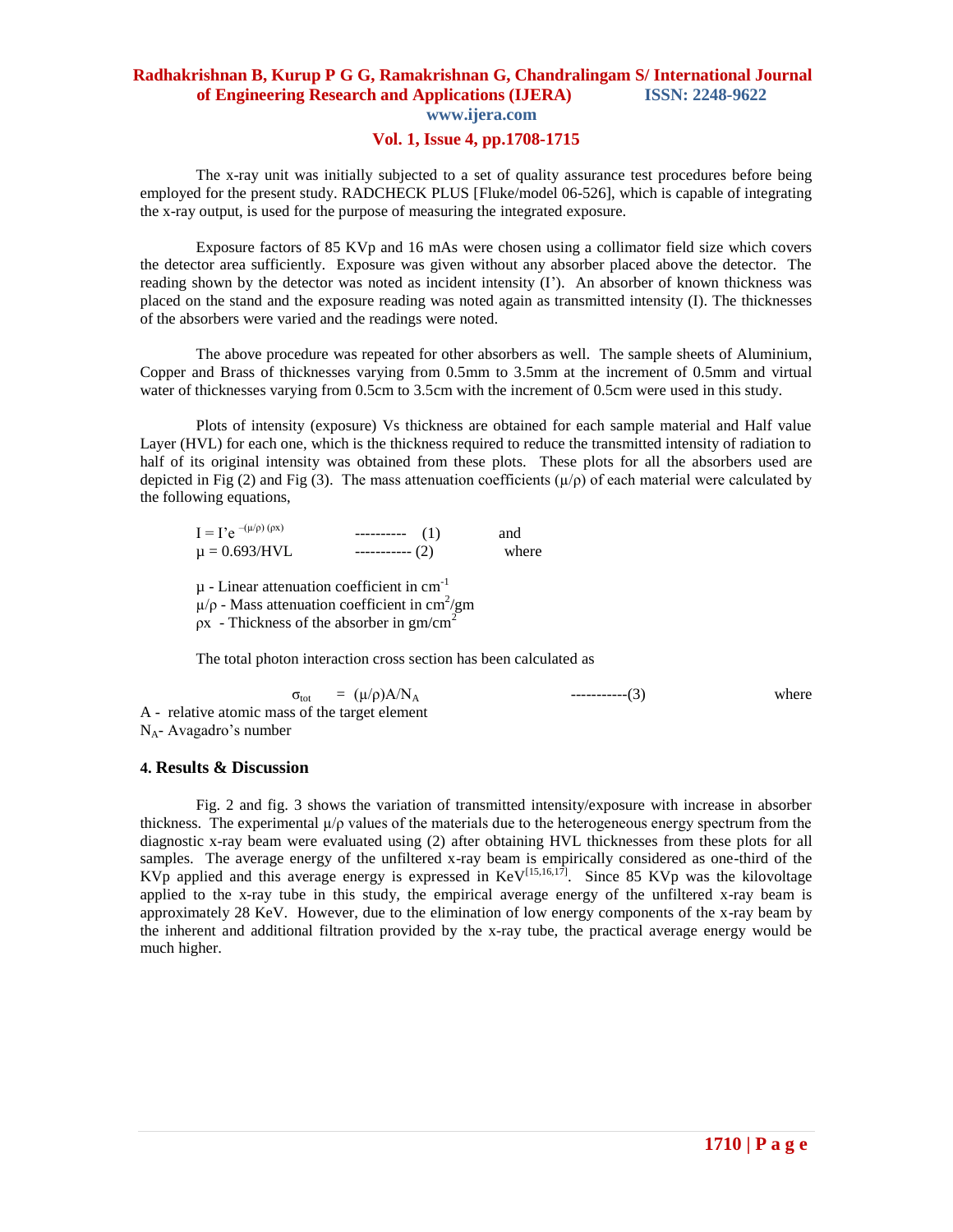The x-ray unit was initially subjected to a set of quality assurance test procedures before being employed for the present study. RADCHECK PLUS [Fluke/model 06-526], which is capable of integrating the x-ray output, is used for the purpose of measuring the integrated exposure.

Exposure factors of 85 KVp and 16 mAs were chosen using a collimator field size which covers the detector area sufficiently. Exposure was given without any absorber placed above the detector. The reading shown by the detector was noted as incident intensity (I'). An absorber of known thickness was placed on the stand and the exposure reading was noted again as transmitted intensity (I). The thicknesses of the absorbers were varied and the readings were noted.

The above procedure was repeated for other absorbers as well. The sample sheets of Aluminium, Copper and Brass of thicknesses varying from 0.5mm to 3.5mm at the increment of 0.5mm and virtual water of thicknesses varying from 0.5cm to 3.5cm with the increment of 0.5cm were used in this study.

Plots of intensity (exposure) Vs thickness are obtained for each sample material and Half value Layer (HVL) for each one, which is the thickness required to reduce the transmitted intensity of radiation to half of its original intensity was obtained from these plots. These plots for all the absorbers used are depicted in Fig (2) and Fig (3). The mass attenuation coefficients ($\mu/\rho$) of each material were calculated by the following equations,

$$I = I' e^{-(\mu/\rho)(\rho x)} \quad \text{---------- (1)} \quad \text{and}$$

$$\mu = 0.693/HVL \quad \text{----------- (2)} \quad \text{where}$$

$\mu$ - Linear attenuation coefficient in $cm^{-1}$

$\mu/\rho$ - Mass attenuation coefficient in $cm^2/gm$

$\rho x$ - Thickness of the absorber in $gm/cm^2$

The total photon interaction cross section has been calculated as

$$\sigma_{tot} = (\mu/\rho)A/N_A \quad \text{-----------(3)} \quad \text{where}$$

A - relative atomic mass of the target element

$N_A$ - Avagadro's number

## 4. Results & Discussion

Fig. 2 and fig. 3 shows the variation of transmitted intensity/exposure with increase in absorber thickness. The experimental $\mu/\rho$ values of the materials due to the heterogeneous energy spectrum from the diagnostic x-ray beam were evaluated using (2) after obtaining HVL thicknesses from these plots for all samples. The average energy of the unfiltered x-ray beam is empirically considered as one-third of the KVp applied and this average energy is expressed in KeV[15,16,17]. Since 85 KVp was the kilovoltage applied to the x-ray tube in this study, the empirical average energy of the unfiltered x-ray beam is approximately 28 KeV. However, due to the elimination of low energy components of the x-ray beam by the inherent and additional filtration provided by the x-ray tube, the practical average energy would be much higher.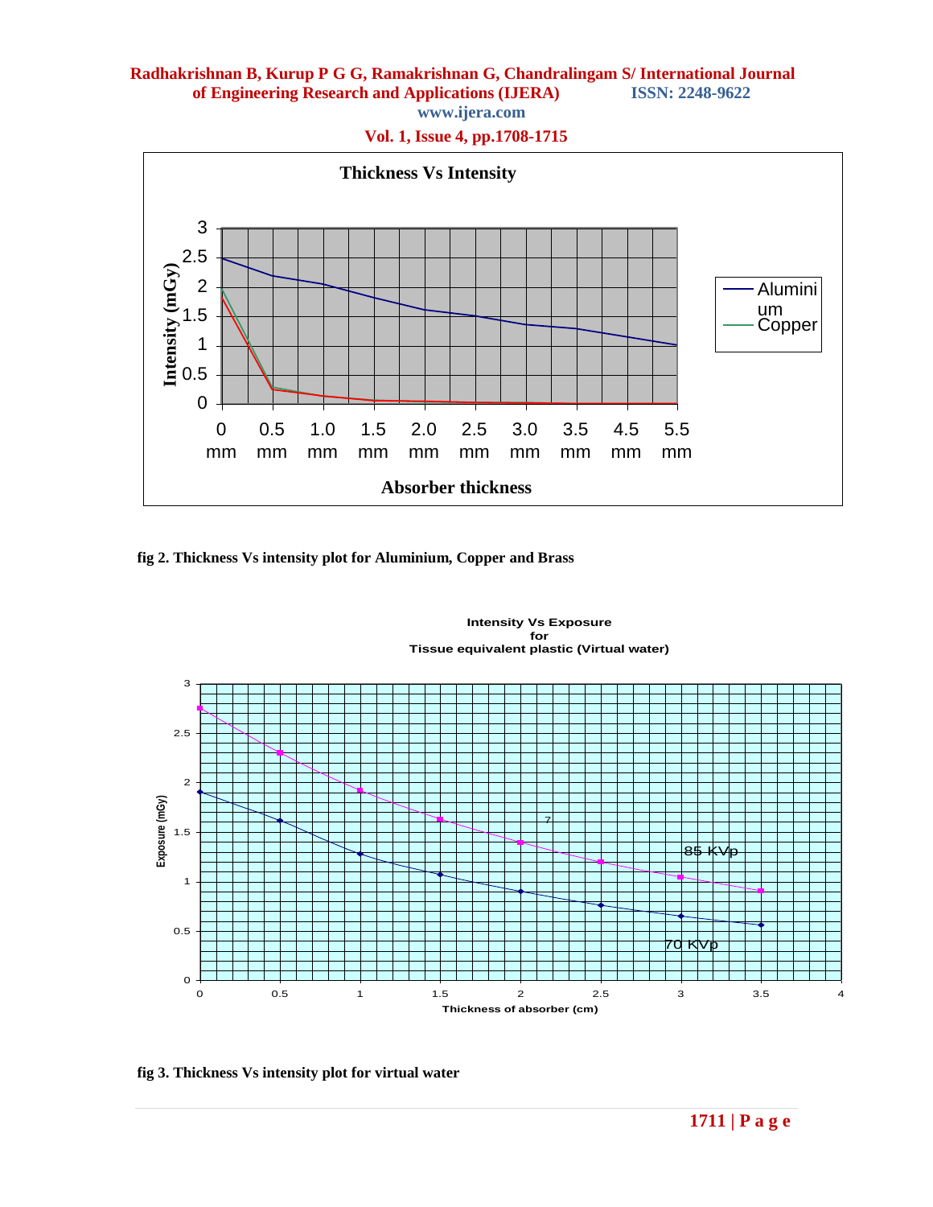fig 2. Thickness Vs intensity plot for Aluminium, Copper and Brass

fig 3. Thickness Vs intensity plot for virtual water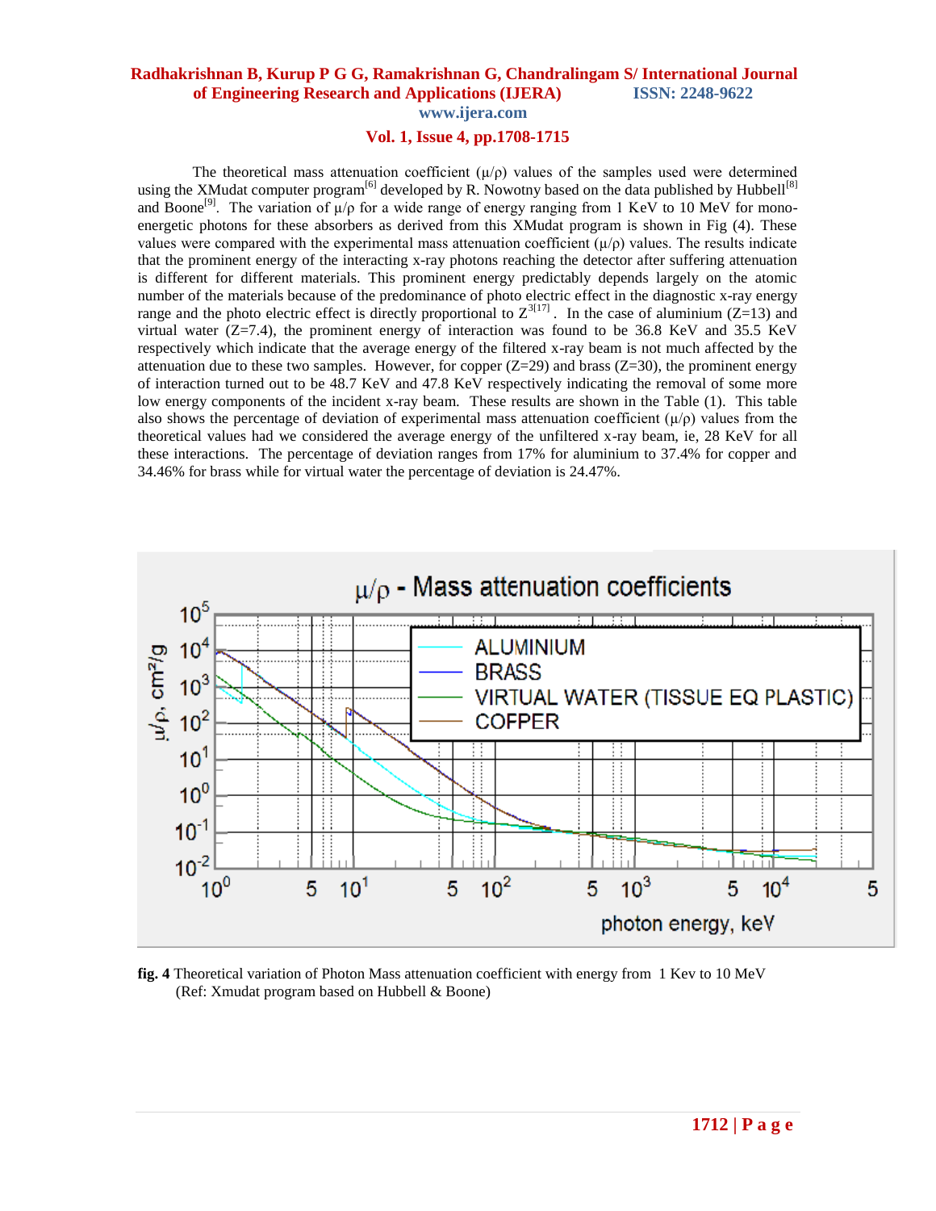The theoretical mass attenuation coefficient ($\mu/\rho$) values of the samples used were determined using the XMudat computer program[6] developed by R. Nowotny based on the data published by Hubbell[8] and Boone[9]. The variation of $\mu/\rho$ for a wide range of energy ranging from 1 KeV to 10 MeV for mono-energetic photons for these absorbers as derived from this XMudat program is shown in Fig (4). These values were compared with the experimental mass attenuation coefficient ($\mu/\rho$) values. The results indicate that the prominent energy of the interacting x-ray photons reaching the detector after suffering attenuation is different for different materials. This prominent energy predictably depends largely on the atomic number of the materials because of the predominance of photo electric effect in the diagnostic x-ray energy range and the photo electric effect is directly proportional to $Z^3$[17]. In the case of aluminium (Z=13) and virtual water (Z=7.4), the prominent energy of interaction was found to be 36.8 KeV and 35.5 KeV respectively which indicate that the average energy of the filtered x-ray beam is not much affected by the attenuation due to these two samples. However, for copper (Z=29) and brass (Z=30), the prominent energy of interaction turned out to be 48.7 KeV and 47.8 KeV respectively indicating the removal of some more low energy components of the incident x-ray beam. These results are shown in the Table (1). This table also shows the percentage of deviation of experimental mass attenuation coefficient ($\mu/\rho$) values from the theoretical values had we considered the average energy of the unfiltered x-ray beam, ie, 28 KeV for all these interactions. The percentage of deviation ranges from 17% for aluminium to 37.4% for copper and 34.46% for brass while for virtual water the percentage of deviation is 24.47%.

**fig. 4** Theoretical variation of Photon Mass attenuation coefficient with energy from 1 Kev to 10 MeV (Ref: Xmudat program based on Hubbell & Boone)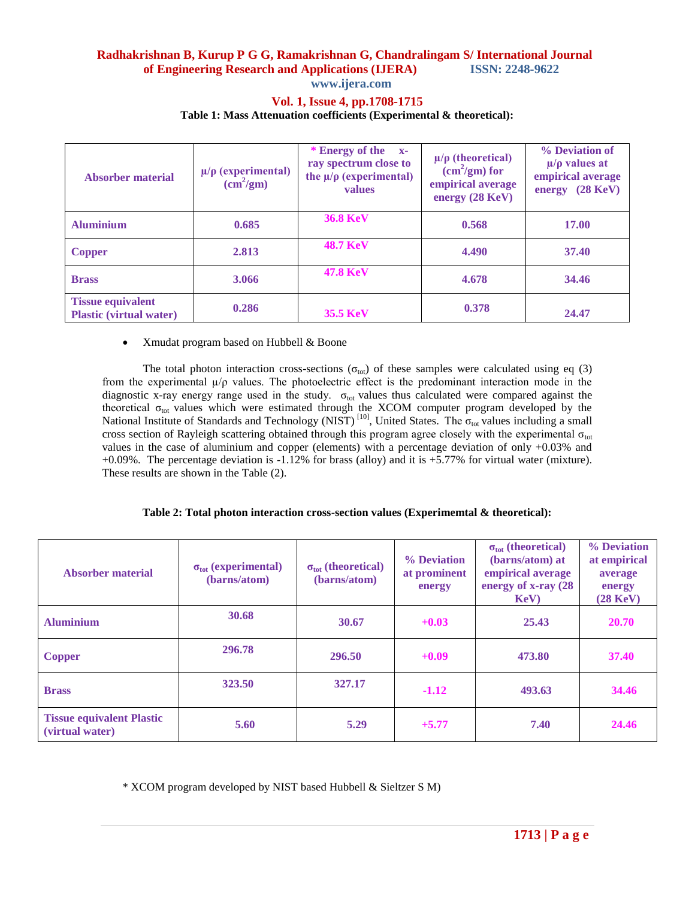**Table 1: Mass Attenuation coefficients (Experimental & theoretical):**

| Absorber material | $\mu/\rho$ (experimental) ($cm^2$/gm) | * Energy of the x-ray spectrum close to the $\mu/\rho$ (experimental) values | $\mu/\rho$ (theoretical) ($cm^2$/gm) for empirical average energy (28 KeV) | % Deviation of $\mu/\rho$ values at empirical average energy (28 KeV) |
|---|---|---|---|---|
| **Aluminium** | 0.685 | 36.8 KeV | 0.568 | 17.00 |
| **Copper** | 2.813 | 48.7 KeV | 4.490 | 37.40 |
| **Brass** | 3.066 | 47.8 KeV | 4.678 | 34.46 |
| **Tissue equivalent Plastic (virtual water)** | 0.286 | 35.5 KeV | 0.378 | 24.47 |

- Xmudat program based on Hubbell & Boone

The total photon interaction cross-sections ($\sigma_{tot}$) of these samples were calculated using eq (3) from the experimental $\mu/\rho$ values. The photoelectric effect is the predominant interaction mode in the diagnostic x-ray energy range used in the study. $\sigma_{tot}$ values thus calculated were compared against the theoretical $\sigma_{tot}$ values which were estimated through the XCOM computer program developed by the National Institute of Standards and Technology (NIST) [10], United States. The $\sigma_{tot}$ values including a small cross section of Rayleigh scattering obtained through this program agree closely with the experimental $\sigma_{tot}$ values in the case of aluminium and copper (elements) with a percentage deviation of only +0.03% and +0.09%. The percentage deviation is -1.12% for brass (alloy) and it is +5.77% for virtual water (mixture). These results are shown in the Table (2).

**Table 2: Total photon interaction cross-section values (Experimemtal & theoretical):**

| Absorber material | $\sigma_{tot}$ (experimental) (barns/atom) | $\sigma_{tot}$ (theoretical) (barns/atom) | % Deviation at prominent energy | $\sigma_{tot}$ (theoretical) (barns/atom) at empirical average energy of x-ray (28 KeV) | % Deviation at empirical average energy (28 KeV) |
|---|---|---|---|---|---|
| **Aluminium** | 30.68 | 30.67 | +0.03 | 25.43 | 20.70 |
| **Copper** | 296.78 | 296.50 | +0.09 | 473.80 | 37.40 |
| **Brass** | 323.50 | 327.17 | -1.12 | 493.63 | 34.46 |
| **Tissue equivalent Plastic (virtual water)** | 5.60 | 5.29 | +5.77 | 7.40 | 24.46 |

\* XCOM program developed by NIST based Hubbell & Sieltzer S M)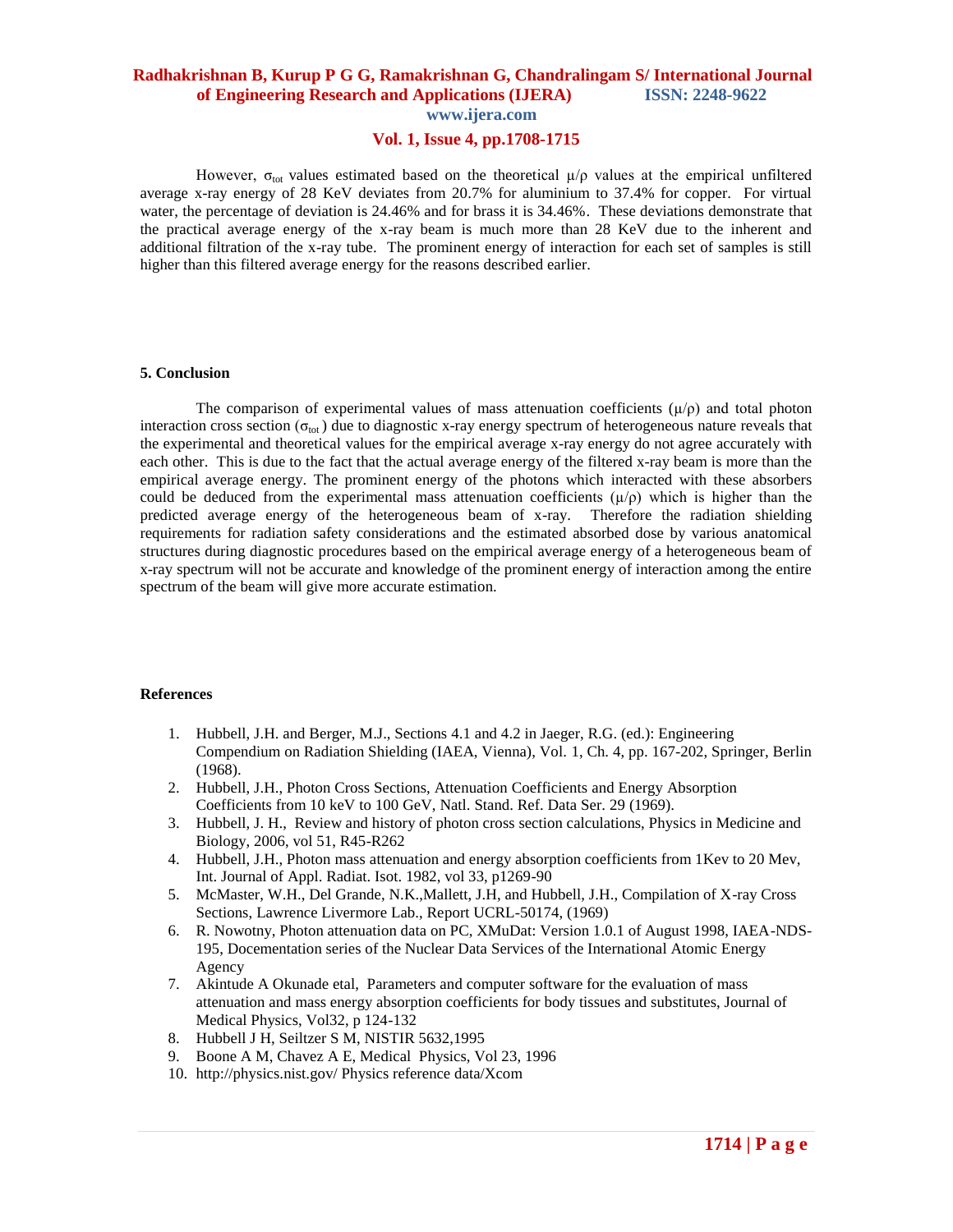However, $\sigma_{tot}$ values estimated based on the theoretical $\mu/\rho$ values at the empirical unfiltered average x-ray energy of 28 KeV deviates from 20.7% for aluminium to 37.4% for copper. For virtual water, the percentage of deviation is 24.46% and for brass it is 34.46%. These deviations demonstrate that the practical average energy of the x-ray beam is much more than 28 KeV due to the inherent and additional filtration of the x-ray tube. The prominent energy of interaction for each set of samples is still higher than this filtered average energy for the reasons described earlier.

## 5. Conclusion

The comparison of experimental values of mass attenuation coefficients ($\mu/\rho$) and total photon interaction cross section ($\sigma_{tot}$) due to diagnostic x-ray energy spectrum of heterogeneous nature reveals that the experimental and theoretical values for the empirical average x-ray energy do not agree accurately with each other. This is due to the fact that the actual average energy of the filtered x-ray beam is more than the empirical average energy. The prominent energy of the photons which interacted with these absorbers could be deduced from the experimental mass attenuation coefficients ($\mu/\rho$) which is higher than the predicted average energy of the heterogeneous beam of x-ray. Therefore the radiation shielding requirements for radiation safety considerations and the estimated absorbed dose by various anatomical structures during diagnostic procedures based on the empirical average energy of a heterogeneous beam of x-ray spectrum will not be accurate and knowledge of the prominent energy of interaction among the entire spectrum of the beam will give more accurate estimation.

## References

1. Hubbell, J.H. and Berger, M.J., Sections 4.1 and 4.2 in Jaeger, R.G. (ed.): Engineering Compendium on Radiation Shielding (IAEA, Vienna), Vol. 1, Ch. 4, pp. 167-202, Springer, Berlin (1968).
2. Hubbell, J.H., Photon Cross Sections, Attenuation Coefficients and Energy Absorption Coefficients from 10 keV to 100 GeV, Natl. Stand. Ref. Data Ser. 29 (1969).
3. Hubbell, J. H., Review and history of photon cross section calculations, Physics in Medicine and Biology, 2006, vol 51, R45-R262
4. Hubbell, J.H., Photon mass attenuation and energy absorption coefficients from 1Kev to 20 Mev, Int. Journal of Appl. Radiat. Isot. 1982, vol 33, p1269-90
5. McMaster, W.H., Del Grande, N.K.,Mallett, J.H, and Hubbell, J.H., Compilation of X-ray Cross Sections, Lawrence Livermore Lab., Report UCRL-50174, (1969)
6. R. Nowotny, Photon attenuation data on PC, XMuDat: Version 1.0.1 of August 1998, IAEA-NDS-195, Docementation series of the Nuclear Data Services of the International Atomic Energy Agency
7. Akintude A Okunade etal, Parameters and computer software for the evaluation of mass attenuation and mass energy absorption coefficients for body tissues and substitutes, Journal of Medical Physics, Vol32, p 124-132
8. Hubbell J H, Seiltzer S M, NISTIR 5632,1995
9. Boone A M, Chavez A E, Medical Physics, Vol 23, 1996
10. http://physics.nist.gov/ Physics reference data/Xcom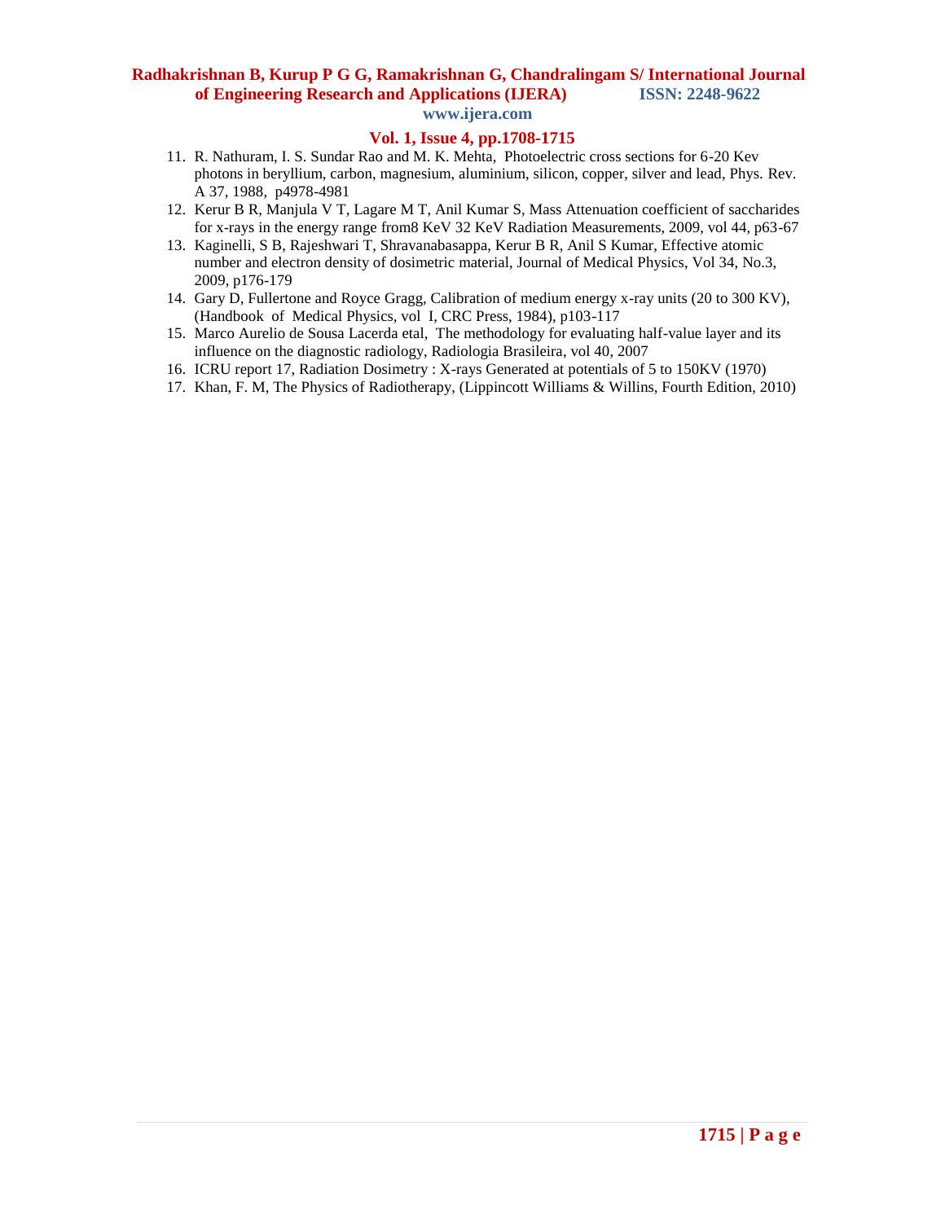11. R. Nathuram, I. S. Sundar Rao and M. K. Mehta, Photoelectric cross sections for 6-20 Kev photons in beryllium, carbon, magnesium, aluminium, silicon, copper, silver and lead, Phys. Rev. A 37, 1988, p4978-4981
12. Kerur B R, Manjula V T, Lagare M T, Anil Kumar S, Mass Attenuation coefficient of saccharides for x-rays in the energy range from8 KeV 32 KeV Radiation Measurements, 2009, vol 44, p63-67
13. Kaginelli, S B, Rajeshwari T, Shravanabasappa, Kerur B R, Anil S Kumar, Effective atomic number and electron density of dosimetric material, Journal of Medical Physics, Vol 34, No.3, 2009, p176-179
14. Gary D, Fullertone and Royce Gragg, Calibration of medium energy x-ray units (20 to 300 KV), (Handbook of Medical Physics, vol I, CRC Press, 1984), p103-117
15. Marco Aurelio de Sousa Lacerda etal, The methodology for evaluating half-value layer and its influence on the diagnostic radiology, Radiologia Brasileira, vol 40, 2007
16. ICRU report 17, Radiation Dosimetry : X-rays Generated at potentials of 5 to 150KV (1970)
17. Khan, F. M, The Physics of Radiotherapy, (Lippincott Williams & Willins, Fourth Edition, 2010)